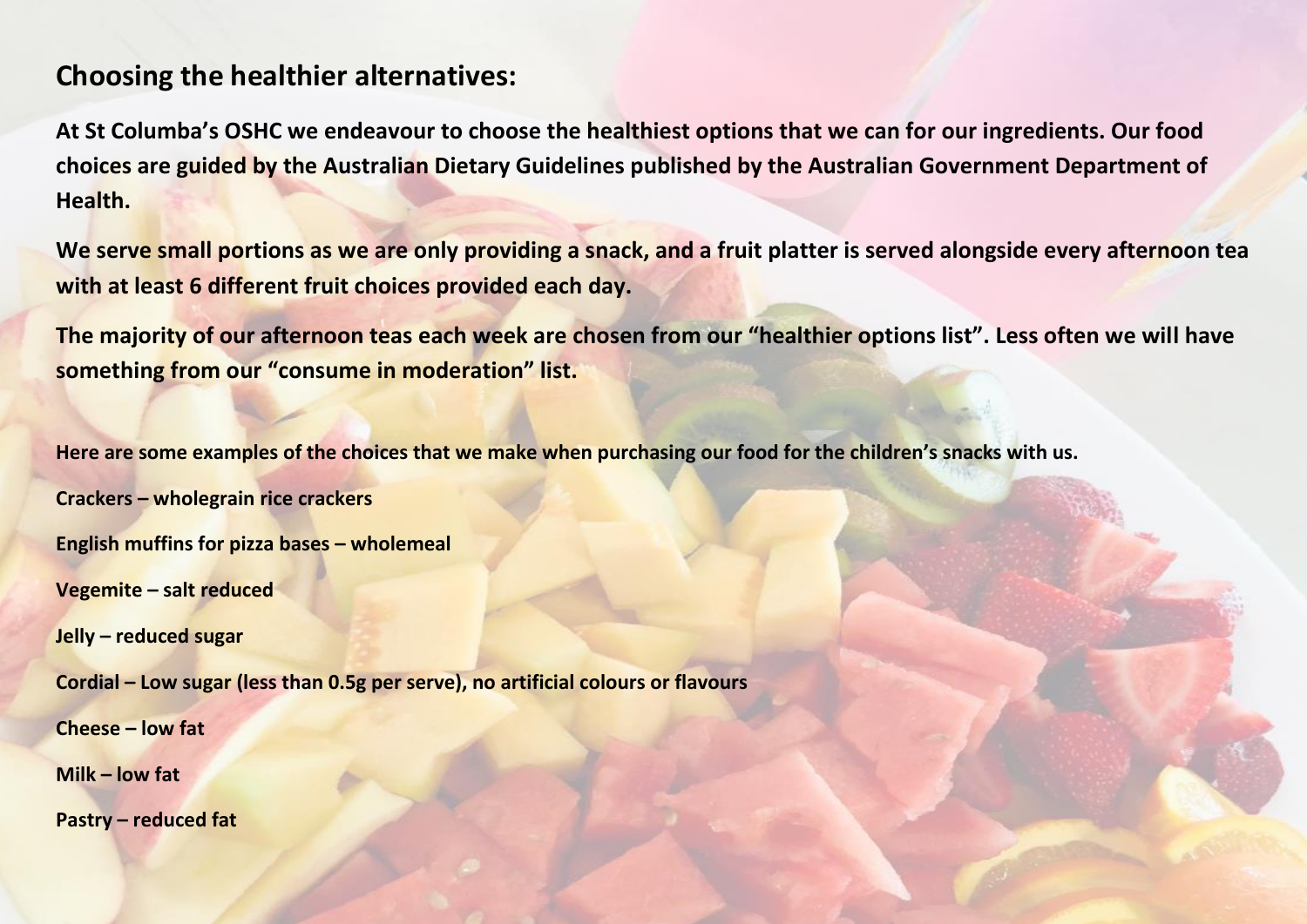## Choosing the healthier alternatives:

**At St Columba's OSHC we endeavour to choose the healthiest options that we can for our ingredients. Our food choices are guided by the Australian Dietary Guidelines published by the Australian Government Department of Health.**

**We serve small portions as we are only providing a snack, and a fruit platter is served alongside every afternoon tea with at least 6 different fruit choices provided each day.**

**The majority of our afternoon teas each week are chosen from our "healthier options list". Less often we will have something from our "consume in moderation" list.**

**Here are some examples of the choices that we make when purchasing our food for the children's snacks with us.**

**Crackers – wholegrain rice crackers**

**English muffins for pizza bases – wholemeal**

**Vegemite – salt reduced**

**Jelly – reduced sugar**

**Cordial – Low sugar (less than 0.5g per serve), no artificial colours or flavours**

**Cheese – low fat**

**Milk – low fat**

**Pastry – reduced fat**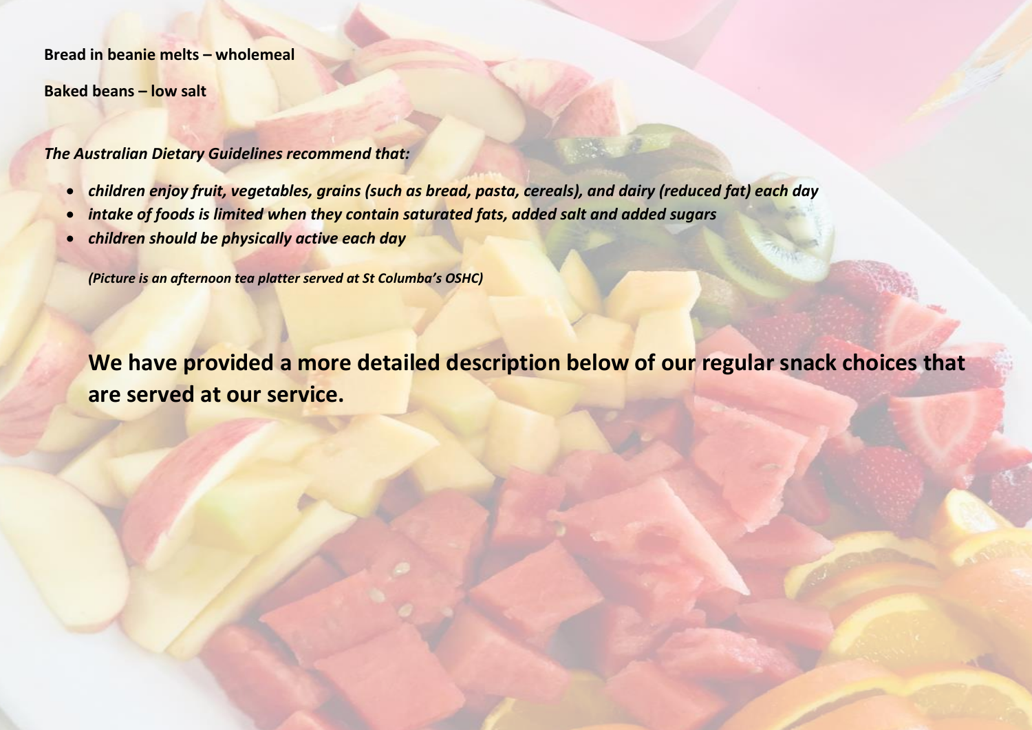**Bread in beanie melts – wholemeal**

**Baked beans – low salt**

***The Australian Dietary Guidelines recommend that:***

- ***children enjoy fruit, vegetables, grains (such as bread, pasta, cereals), and dairy (reduced fat) each day***
- ***intake of foods is limited when they contain saturated fats, added salt and added sugars***
- ***children should be physically active each day***

***(Picture is an afternoon tea platter served at St Columba's OSHC)***

## We have provided a more detailed description below of our regular snack choices that are served at our service.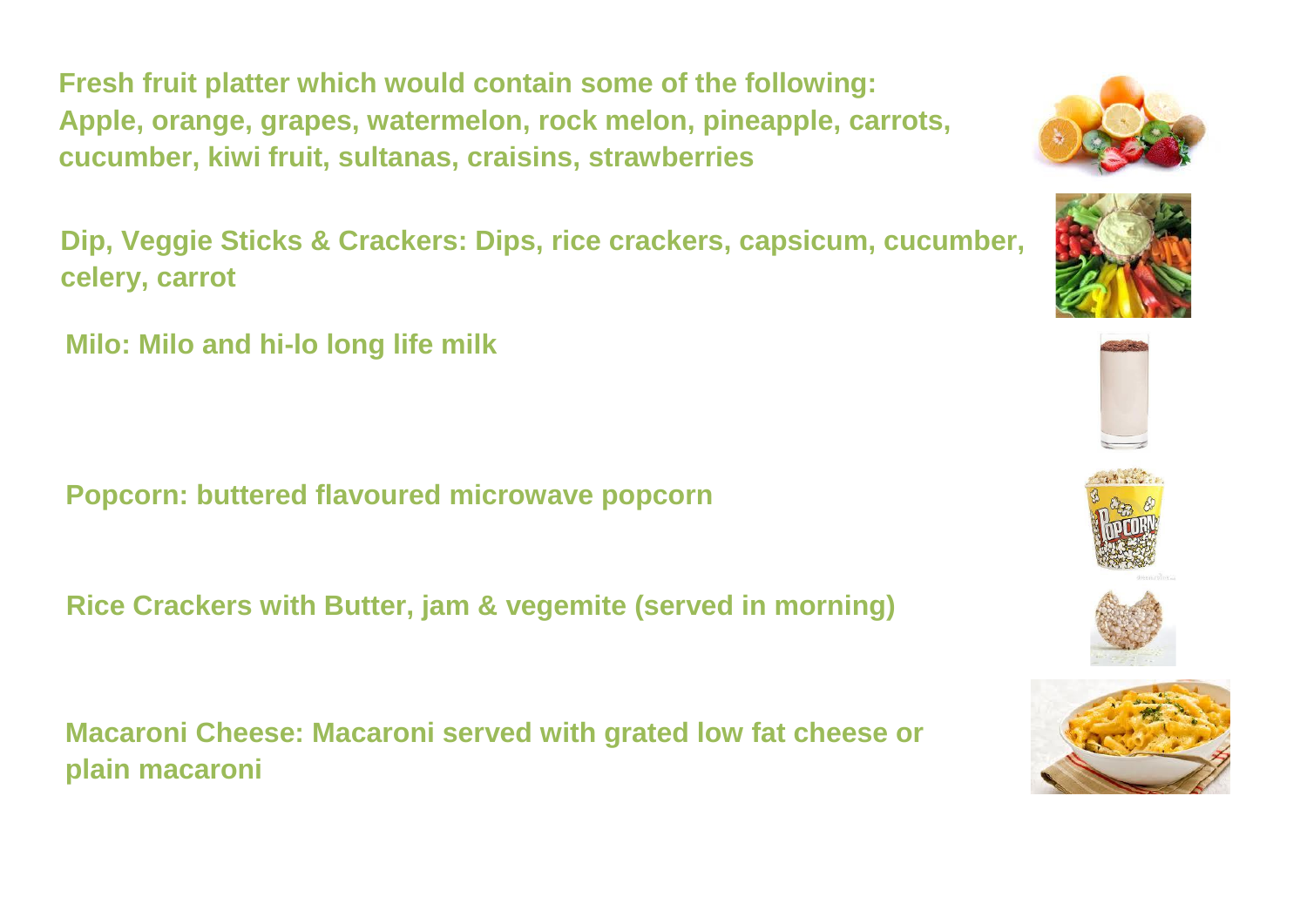**Fresh fruit platter which would contain some of the following:**
**Apple, orange, grapes, watermelon, rock melon, pineapple, carrots, cucumber, kiwi fruit, sultanas, craisins, strawberries**

**Dip, Veggie Sticks & Crackers: Dips, rice crackers, capsicum, cucumber, celery, carrot**

**Milo: Milo and hi-lo long life milk**

**Popcorn: buttered flavoured microwave popcorn**

**Rice Crackers with Butter, jam & vegemite (served in morning)**

**Macaroni Cheese: Macaroni served with grated low fat cheese or plain macaroni**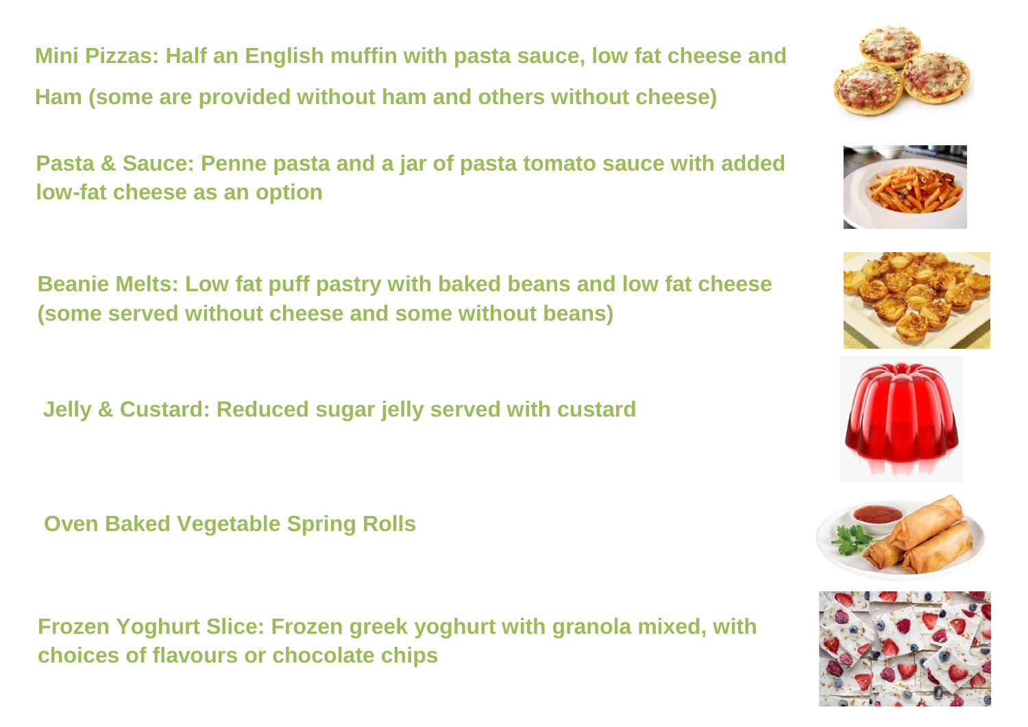**Mini Pizzas: Half an English muffin with pasta sauce, low fat cheese and Ham (some are provided without ham and others without cheese)**

**Pasta & Sauce: Penne pasta and a jar of pasta tomato sauce with added low-fat cheese as an option**

**Beanie Melts: Low fat puff pastry with baked beans and low fat cheese (some served without cheese and some without beans)**

**Jelly & Custard: Reduced sugar jelly served with custard**

**Oven Baked Vegetable Spring Rolls**

**Frozen Yoghurt Slice: Frozen greek yoghurt with granola mixed, with choices of flavours or chocolate chips**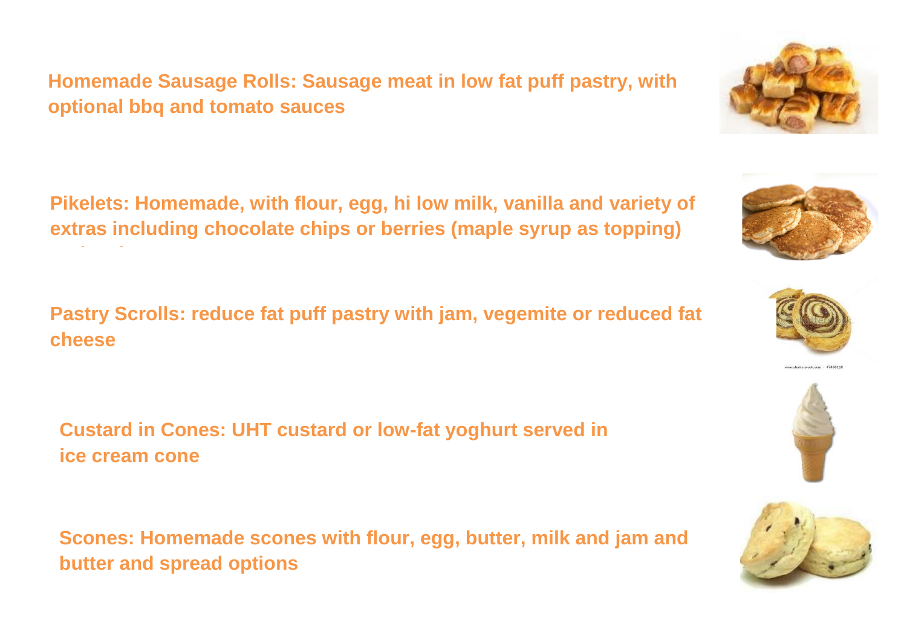**Homemade Sausage Rolls: Sausage meat in low fat puff pastry, with optional bbq and tomato sauces**

**Pikelets: Homemade, with flour, egg, hi low milk, vanilla and variety of extras including chocolate chips or berries (maple syrup as topping)**

**Pastry Scrolls: reduce fat puff pastry with jam, vegemite or reduced fat cheese**

**Custard in Cones: UHT custard or low-fat yoghurt served in ice cream cone**

**Scones: Homemade scones with flour, egg, butter, milk and jam and butter and spread options**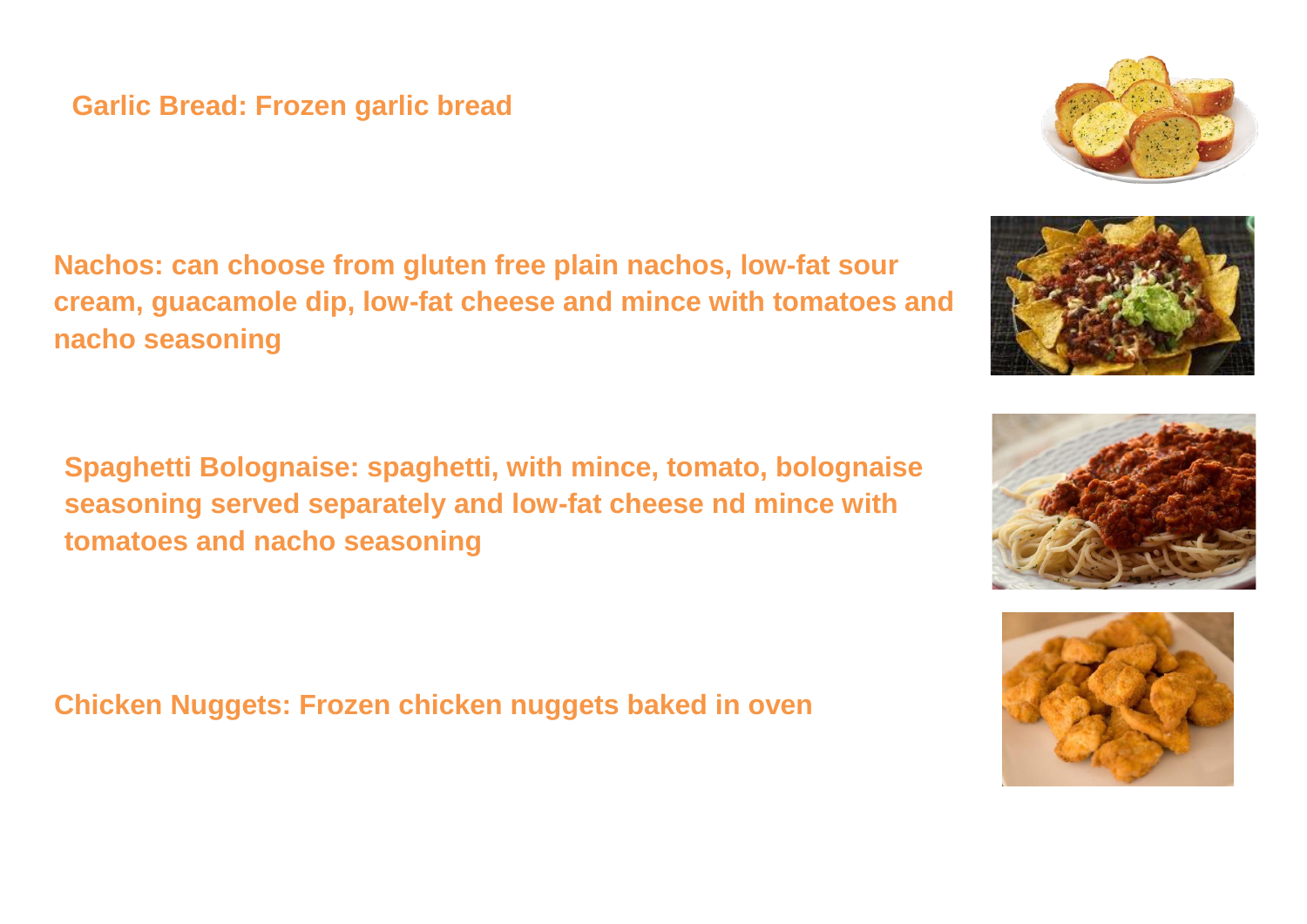**Garlic Bread: Frozen garlic bread**

**Nachos: can choose from gluten free plain nachos, low-fat sour cream, guacamole dip, low-fat cheese and mince with tomatoes and nacho seasoning**

**Spaghetti Bolognaise: spaghetti, with mince, tomato, bolognaise seasoning served separately and low-fat cheese nd mince with tomatoes and nacho seasoning**

**Chicken Nuggets: Frozen chicken nuggets baked in oven**